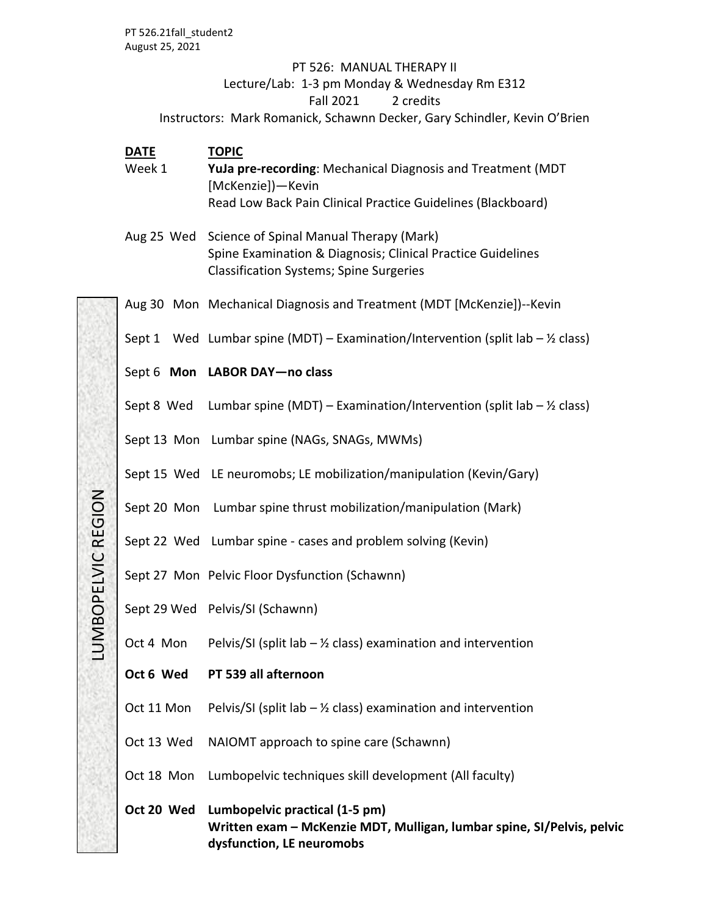PT 526.21fall_student2
August 25, 2021

# PT 526: MANUAL THERAPY II

Lecture/Lab: 1-3 pm Monday & Wednesday Rm E312
Fall 2021 2 credits
Instructors: Mark Romanick, Schawnn Decker, Gary Schindler, Kevin O'Brien

| DATE | TOPIC |
|---|---|
| Week 1 | **YuJa pre-recording**: Mechanical Diagnosis and Treatment (MDT [McKenzie])—Kevin<br>Read Low Back Pain Clinical Practice Guidelines (Blackboard) |
| Aug 25 Wed | Science of Spinal Manual Therapy (Mark)<br>Spine Examination & Diagnosis; Clinical Practice Guidelines<br>Classification Systems; Spine Surgeries |

**LUMBOPELVIC REGION**

| DATE | TOPIC |
|---|---|
| Aug 30 Mon | Mechanical Diagnosis and Treatment (MDT [McKenzie])--Kevin |
| Sept 1 Wed | Lumbar spine (MDT) – Examination/Intervention (split lab – ½ class) |
| Sept 6 **Mon** | **LABOR DAY—no class** |
| Sept 8 Wed | Lumbar spine (MDT) – Examination/Intervention (split lab – ½ class) |
| Sept 13 Mon | Lumbar spine (NAGs, SNAGs, MWMs) |
| Sept 15 Wed | LE neuromobs; LE mobilization/manipulation (Kevin/Gary) |
| Sept 20 Mon | Lumbar spine thrust mobilization/manipulation (Mark) |
| Sept 22 Wed | Lumbar spine - cases and problem solving (Kevin) |
| Sept 27 Mon | Pelvic Floor Dysfunction (Schawnn) |
| Sept 29 Wed | Pelvis/SI (Schawnn) |
| Oct 4 Mon | Pelvis/SI (split lab – ½ class) examination and intervention |
| **Oct 6 Wed** | **PT 539 all afternoon** |
| Oct 11 Mon | Pelvis/SI (split lab – ½ class) examination and intervention |
| Oct 13 Wed | NAIOMT approach to spine care (Schawnn) |
| Oct 18 Mon | Lumbopelvic techniques skill development (All faculty) |
| **Oct 20 Wed** | **Lumbopelvic practical (1-5 pm)**<br>**Written exam – McKenzie MDT, Mulligan, lumbar spine, SI/Pelvis, pelvic dysfunction, LE neuromobs** |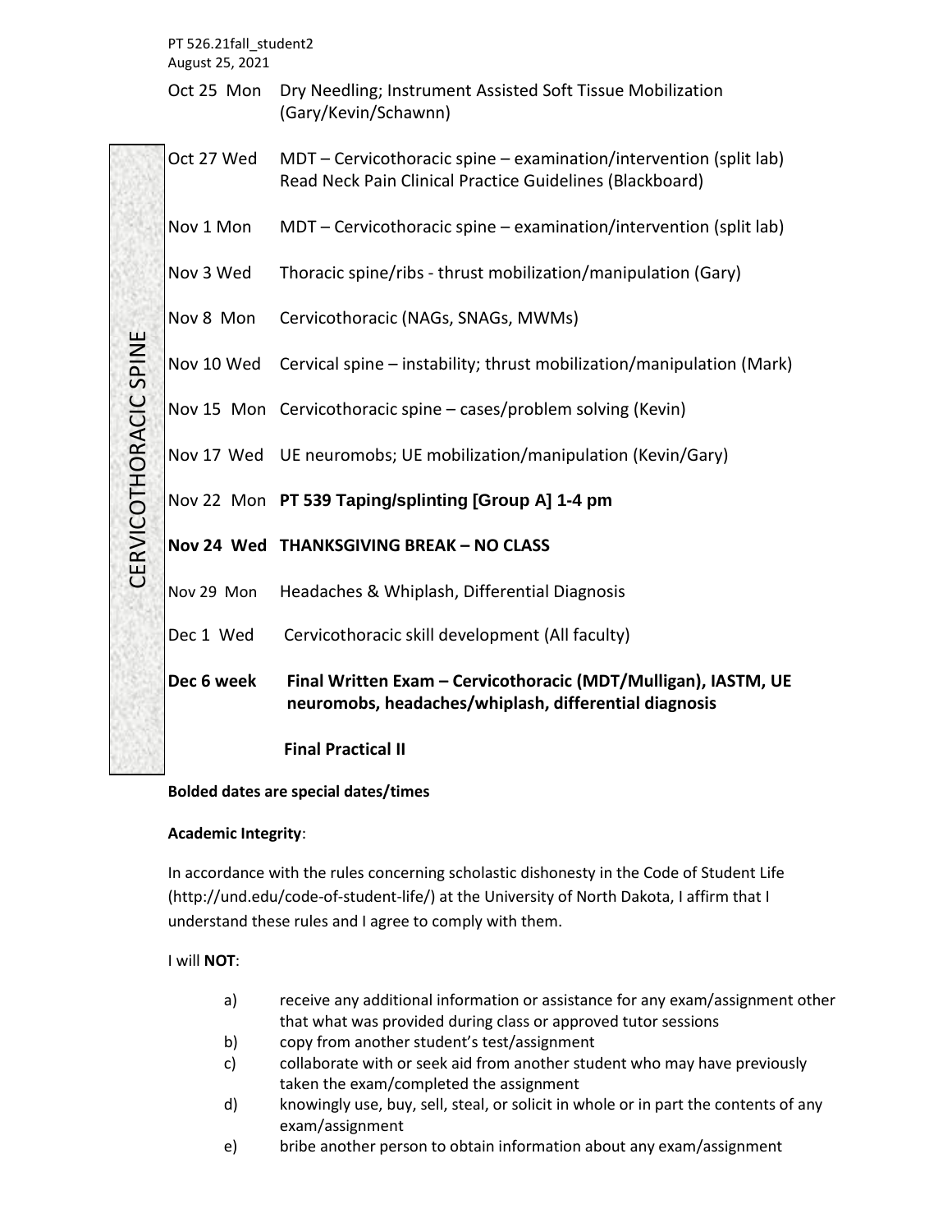| Date | Topic |
| --- | --- |
| Oct 25 Mon | Dry Needling; Instrument Assisted Soft Tissue Mobilization (Gary/Kevin/Schawnn) |
| **CERVICOTHORACIC SPINE** | |
| Oct 27 Wed | MDT – Cervicothoracic spine – examination/intervention (split lab) Read Neck Pain Clinical Practice Guidelines (Blackboard) |
| Nov 1 Mon | MDT – Cervicothoracic spine – examination/intervention (split lab) |
| Nov 3 Wed | Thoracic spine/ribs - thrust mobilization/manipulation (Gary) |
| Nov 8 Mon | Cervicothoracic (NAGs, SNAGs, MWMs) |
| Nov 10 Wed | Cervical spine – instability; thrust mobilization/manipulation (Mark) |
| Nov 15 Mon | Cervicothoracic spine – cases/problem solving (Kevin) |
| Nov 17 Wed | UE neuromobs; UE mobilization/manipulation (Kevin/Gary) |
| Nov 22 Mon | **PT 539 Taping/splinting [Group A] 1-4 pm** |
| **Nov 24 Wed** | **THANKSGIVING BREAK – NO CLASS** |
| Nov 29 Mon | Headaches & Whiplash, Differential Diagnosis |
| Dec 1 Wed | Cervicothoracic skill development (All faculty) |
| **Dec 6 week** | **Final Written Exam – Cervicothoracic (MDT/Mulligan), IASTM, UE neuromobs, headaches/whiplash, differential diagnosis** |
| | **Final Practical II** |

**Bolded dates are special dates/times**

**Academic Integrity**:

In accordance with the rules concerning scholastic dishonesty in the Code of Student Life (http://und.edu/code-of-student-life/) at the University of North Dakota, I affirm that I understand these rules and I agree to comply with them.

I will **NOT**:

a) receive any additional information or assistance for any exam/assignment other that what was provided during class or approved tutor sessions
b) copy from another student's test/assignment
c) collaborate with or seek aid from another student who may have previously taken the exam/completed the assignment
d) knowingly use, buy, sell, steal, or solicit in whole or in part the contents of any exam/assignment
e) bribe another person to obtain information about any exam/assignment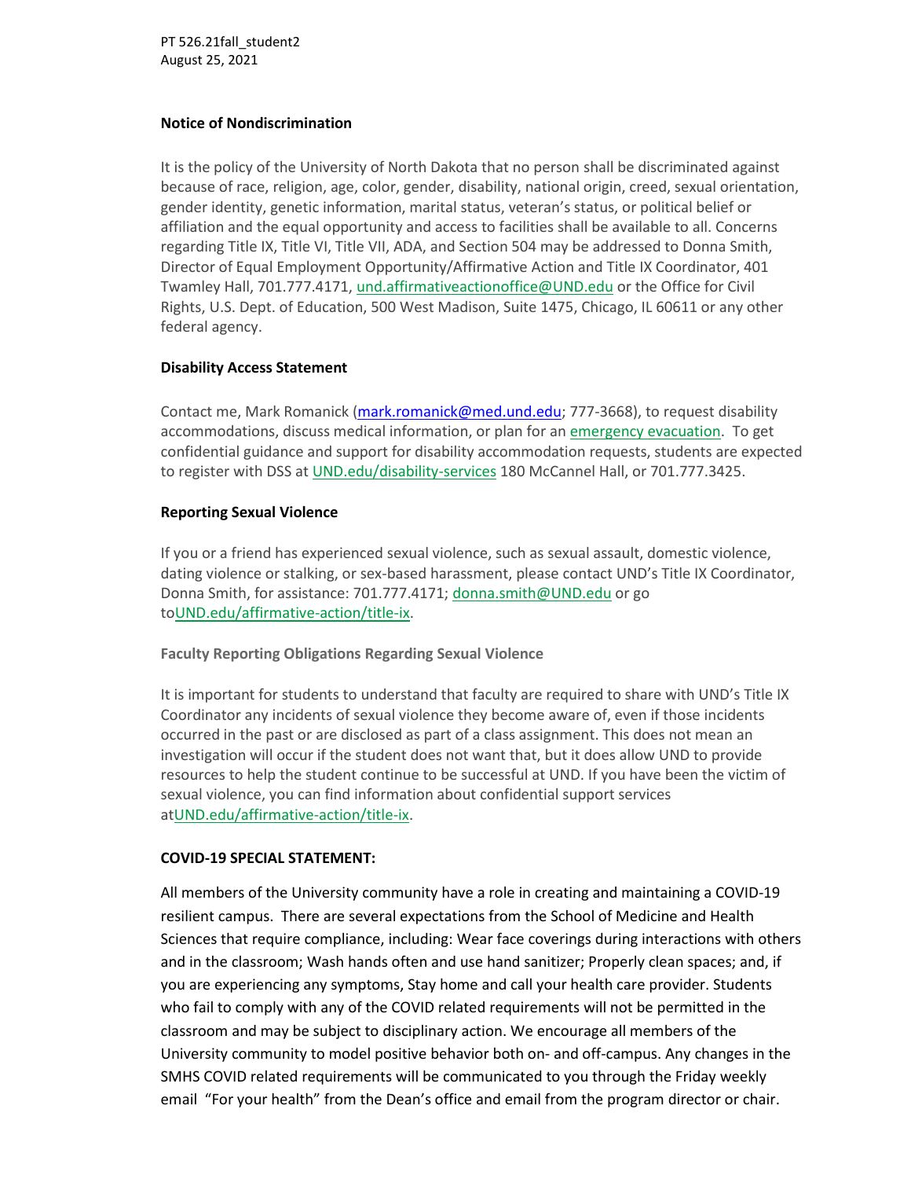**Notice of Nondiscrimination**

It is the policy of the University of North Dakota that no person shall be discriminated against because of race, religion, age, color, gender, disability, national origin, creed, sexual orientation, gender identity, genetic information, marital status, veteran's status, or political belief or affiliation and the equal opportunity and access to facilities shall be available to all. Concerns regarding Title IX, Title VI, Title VII, ADA, and Section 504 may be addressed to Donna Smith, Director of Equal Employment Opportunity/Affirmative Action and Title IX Coordinator, 401 Twamley Hall, 701.777.4171, und.affirmativeactionoffice@UND.edu or the Office for Civil Rights, U.S. Dept. of Education, 500 West Madison, Suite 1475, Chicago, IL 60611 or any other federal agency.

**Disability Access Statement**

Contact me, Mark Romanick (mark.romanick@med.und.edu; 777-3668), to request disability accommodations, discuss medical information, or plan for an emergency evacuation. To get confidential guidance and support for disability accommodation requests, students are expected to register with DSS at UND.edu/disability-services 180 McCannel Hall, or 701.777.3425.

**Reporting Sexual Violence**

If you or a friend has experienced sexual violence, such as sexual assault, domestic violence, dating violence or stalking, or sex-based harassment, please contact UND's Title IX Coordinator, Donna Smith, for assistance: 701.777.4171; donna.smith@UND.edu or go toUND.edu/affirmative-action/title-ix.

**Faculty Reporting Obligations Regarding Sexual Violence**

It is important for students to understand that faculty are required to share with UND's Title IX Coordinator any incidents of sexual violence they become aware of, even if those incidents occurred in the past or are disclosed as part of a class assignment. This does not mean an investigation will occur if the student does not want that, but it does allow UND to provide resources to help the student continue to be successful at UND. If you have been the victim of sexual violence, you can find information about confidential support services atUND.edu/affirmative-action/title-ix.

**COVID-19 SPECIAL STATEMENT:**

All members of the University community have a role in creating and maintaining a COVID-19 resilient campus. There are several expectations from the School of Medicine and Health Sciences that require compliance, including: Wear face coverings during interactions with others and in the classroom; Wash hands often and use hand sanitizer; Properly clean spaces; and, if you are experiencing any symptoms, Stay home and call your health care provider. Students who fail to comply with any of the COVID related requirements will not be permitted in the classroom and may be subject to disciplinary action. We encourage all members of the University community to model positive behavior both on- and off-campus. Any changes in the SMHS COVID related requirements will be communicated to you through the Friday weekly email "For your health" from the Dean's office and email from the program director or chair.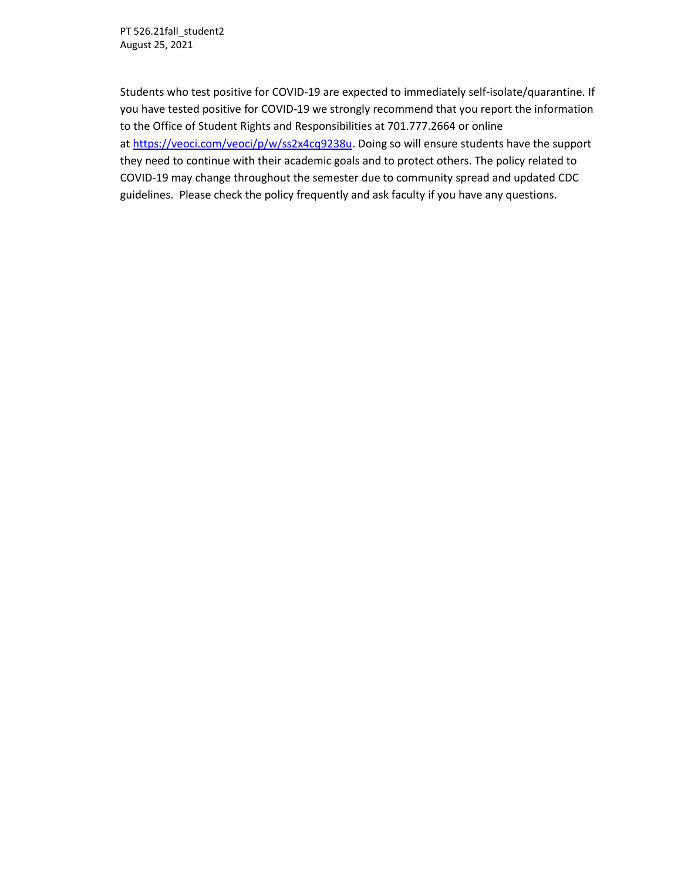Students who test positive for COVID-19 are expected to immediately self-isolate/quarantine. If you have tested positive for COVID-19 we strongly recommend that you report the information to the Office of Student Rights and Responsibilities at 701.777.2664 or online at [https://veoci.com/veoci/p/w/ss2x4cq9238u](https://veoci.com/veoci/p/w/ss2x4cq9238u). Doing so will ensure students have the support they need to continue with their academic goals and to protect others. The policy related to COVID-19 may change throughout the semester due to community spread and updated CDC guidelines. Please check the policy frequently and ask faculty if you have any questions.